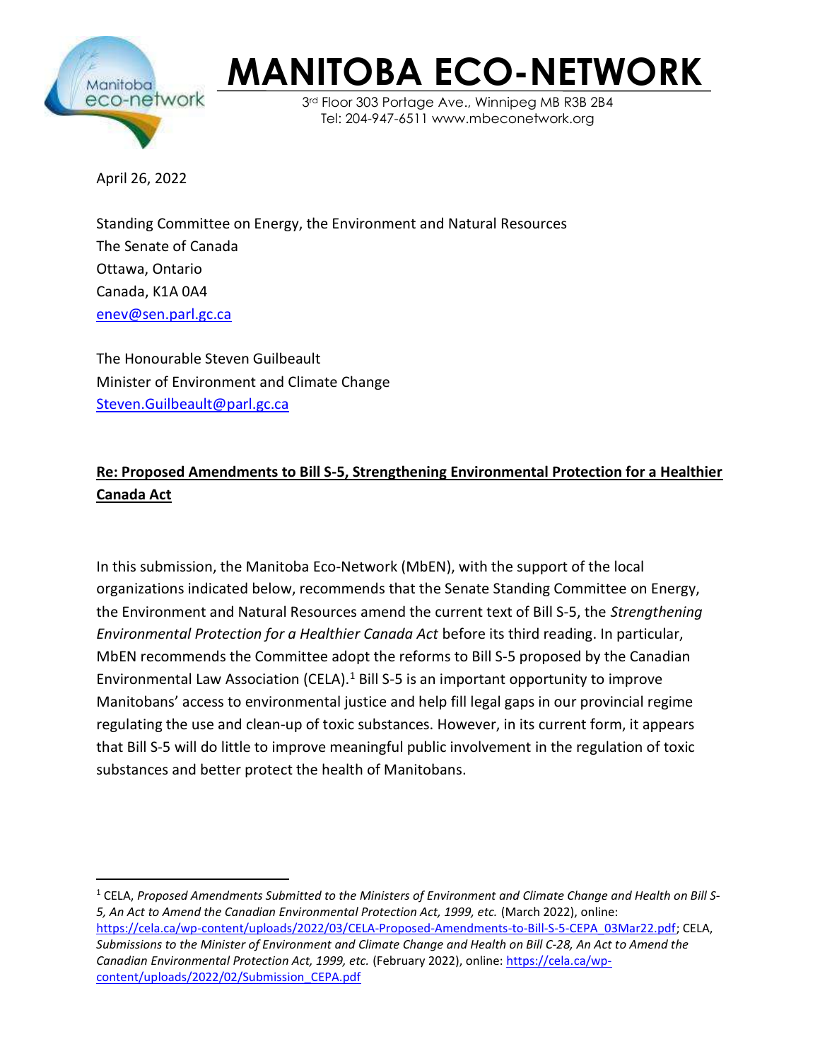# MANITOBA ECO-NETWORK

3rd Floor 303 Portage Ave., Winnipeg MB R3B 2B4
Tel: 204-947-6511 www.mbeconetwork.org

April 26, 2022

Standing Committee on Energy, the Environment and Natural Resources
The Senate of Canada
Ottawa, Ontario
Canada, K1A 0A4
enev@sen.parl.gc.ca

The Honourable Steven Guilbeault
Minister of Environment and Climate Change
Steven.Guilbeault@parl.gc.ca

**Re: Proposed Amendments to Bill S-5, Strengthening Environmental Protection for a Healthier Canada Act**

In this submission, the Manitoba Eco-Network (MbEN), with the support of the local organizations indicated below, recommends that the Senate Standing Committee on Energy, the Environment and Natural Resources amend the current text of Bill S-5, the *Strengthening Environmental Protection for a Healthier Canada Act* before its third reading. In particular, MbEN recommends the Committee adopt the reforms to Bill S-5 proposed by the Canadian Environmental Law Association (CELA).[1] Bill S-5 is an important opportunity to improve Manitobans' access to environmental justice and help fill legal gaps in our provincial regime regulating the use and clean-up of toxic substances. However, in its current form, it appears that Bill S-5 will do little to improve meaningful public involvement in the regulation of toxic substances and better protect the health of Manitobans.

---

[1] CELA, *Proposed Amendments Submitted to the Ministers of Environment and Climate Change and Health on Bill S-5, An Act to Amend the Canadian Environmental Protection Act, 1999, etc.* (March 2022), online: https://cela.ca/wp-content/uploads/2022/03/CELA-Proposed-Amendments-to-Bill-S-5-CEPA_03Mar22.pdf; CELA, *Submissions to the Minister of Environment and Climate Change and Health on Bill C-28, An Act to Amend the Canadian Environmental Protection Act, 1999, etc.* (February 2022), online: https://cela.ca/wp-content/uploads/2022/02/Submission_CEPA.pdf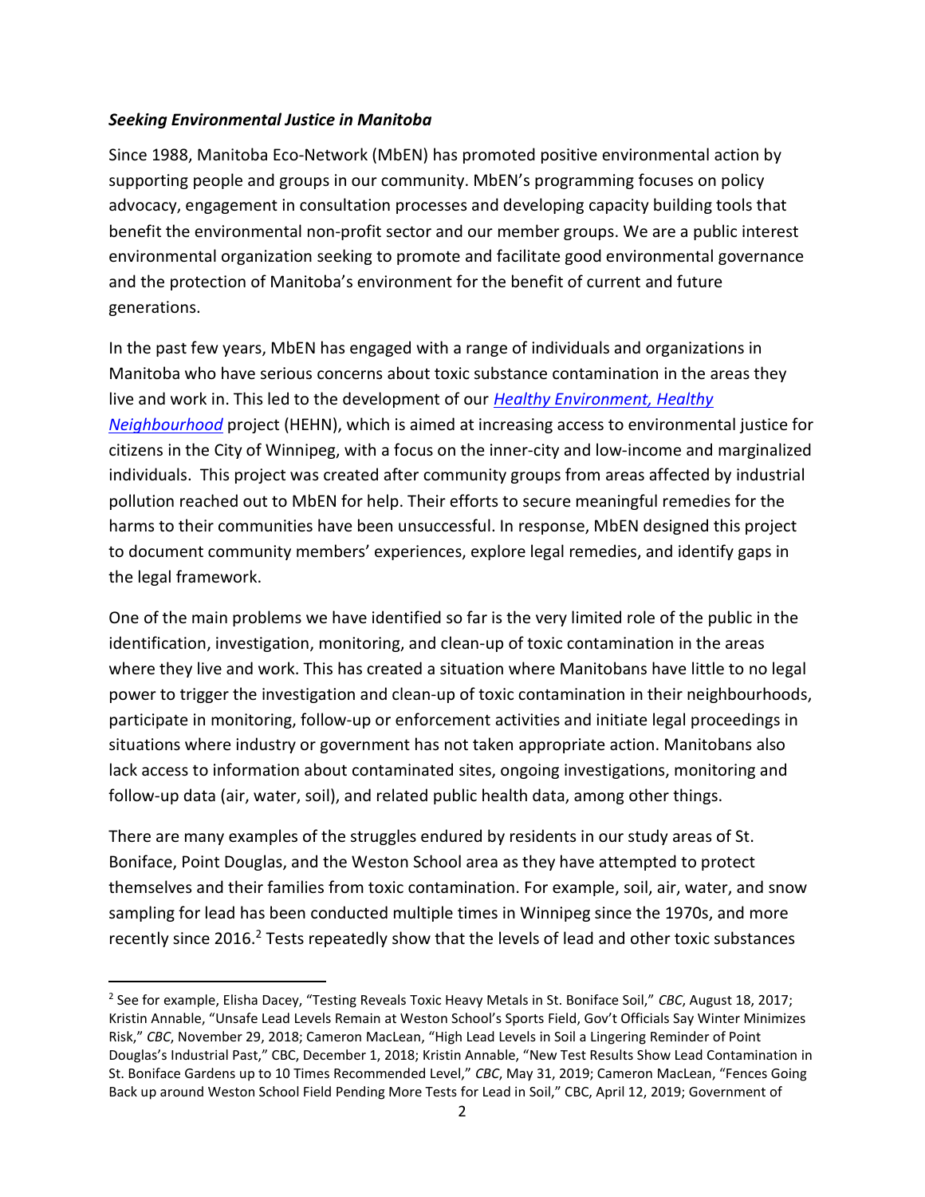***Seeking Environmental Justice in Manitoba***

Since 1988, Manitoba Eco-Network (MbEN) has promoted positive environmental action by supporting people and groups in our community. MbEN's programming focuses on policy advocacy, engagement in consultation processes and developing capacity building tools that benefit the environmental non-profit sector and our member groups. We are a public interest environmental organization seeking to promote and facilitate good environmental governance and the protection of Manitoba's environment for the benefit of current and future generations.

In the past few years, MbEN has engaged with a range of individuals and organizations in Manitoba who have serious concerns about toxic substance contamination in the areas they live and work in. This led to the development of our *Healthy Environment, Healthy Neighbourhood* project (HEHN), which is aimed at increasing access to environmental justice for citizens in the City of Winnipeg, with a focus on the inner-city and low-income and marginalized individuals. This project was created after community groups from areas affected by industrial pollution reached out to MbEN for help. Their efforts to secure meaningful remedies for the harms to their communities have been unsuccessful. In response, MbEN designed this project to document community members' experiences, explore legal remedies, and identify gaps in the legal framework.

One of the main problems we have identified so far is the very limited role of the public in the identification, investigation, monitoring, and clean-up of toxic contamination in the areas where they live and work. This has created a situation where Manitobans have little to no legal power to trigger the investigation and clean-up of toxic contamination in their neighbourhoods, participate in monitoring, follow-up or enforcement activities and initiate legal proceedings in situations where industry or government has not taken appropriate action. Manitobans also lack access to information about contaminated sites, ongoing investigations, monitoring and follow-up data (air, water, soil), and related public health data, among other things.

There are many examples of the struggles endured by residents in our study areas of St. Boniface, Point Douglas, and the Weston School area as they have attempted to protect themselves and their families from toxic contamination. For example, soil, air, water, and snow sampling for lead has been conducted multiple times in Winnipeg since the 1970s, and more recently since 2016.[2] Tests repeatedly show that the levels of lead and other toxic substances

---

[2] See for example, Elisha Dacey, "Testing Reveals Toxic Heavy Metals in St. Boniface Soil," *CBC*, August 18, 2017; Kristin Annable, "Unsafe Lead Levels Remain at Weston School's Sports Field, Gov't Officials Say Winter Minimizes Risk," *CBC*, November 29, 2018; Cameron MacLean, "High Lead Levels in Soil a Lingering Reminder of Point Douglas's Industrial Past," CBC, December 1, 2018; Kristin Annable, "New Test Results Show Lead Contamination in St. Boniface Gardens up to 10 Times Recommended Level," *CBC*, May 31, 2019; Cameron MacLean, "Fences Going Back up around Weston School Field Pending More Tests for Lead in Soil," CBC, April 12, 2019; Government of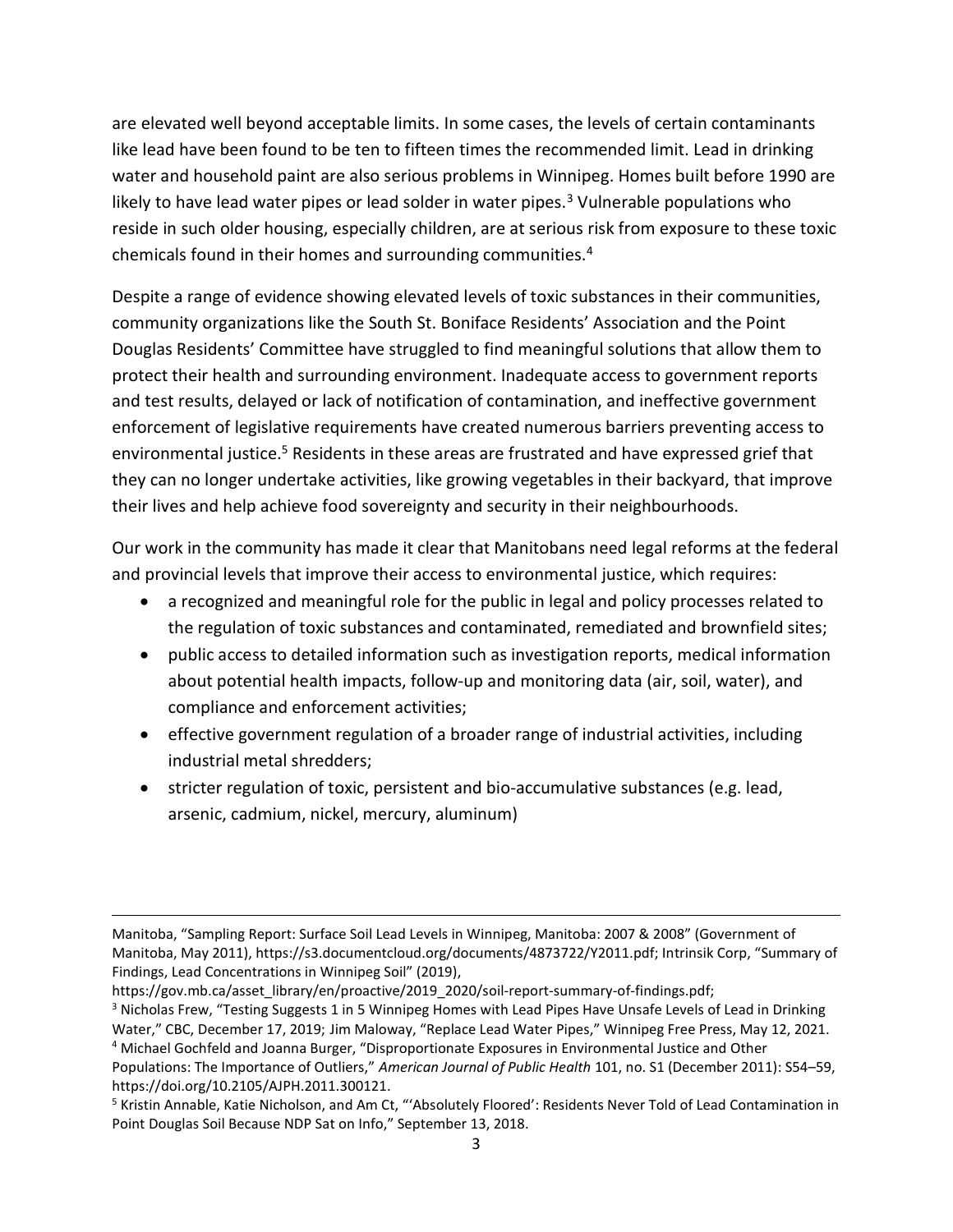are elevated well beyond acceptable limits. In some cases, the levels of certain contaminants like lead have been found to be ten to fifteen times the recommended limit. Lead in drinking water and household paint are also serious problems in Winnipeg. Homes built before 1990 are likely to have lead water pipes or lead solder in water pipes.[3] Vulnerable populations who reside in such older housing, especially children, are at serious risk from exposure to these toxic chemicals found in their homes and surrounding communities.[4]

Despite a range of evidence showing elevated levels of toxic substances in their communities, community organizations like the South St. Boniface Residents' Association and the Point Douglas Residents' Committee have struggled to find meaningful solutions that allow them to protect their health and surrounding environment. Inadequate access to government reports and test results, delayed or lack of notification of contamination, and ineffective government enforcement of legislative requirements have created numerous barriers preventing access to environmental justice.[5] Residents in these areas are frustrated and have expressed grief that they can no longer undertake activities, like growing vegetables in their backyard, that improve their lives and help achieve food sovereignty and security in their neighbourhoods.

Our work in the community has made it clear that Manitobans need legal reforms at the federal and provincial levels that improve their access to environmental justice, which requires:

- a recognized and meaningful role for the public in legal and policy processes related to the regulation of toxic substances and contaminated, remediated and brownfield sites;
- public access to detailed information such as investigation reports, medical information about potential health impacts, follow-up and monitoring data (air, soil, water), and compliance and enforcement activities;
- effective government regulation of a broader range of industrial activities, including industrial metal shredders;
- stricter regulation of toxic, persistent and bio-accumulative substances (e.g. lead, arsenic, cadmium, nickel, mercury, aluminum)

---

Manitoba, "Sampling Report: Surface Soil Lead Levels in Winnipeg, Manitoba: 2007 & 2008" (Government of Manitoba, May 2011), https://s3.documentcloud.org/documents/4873722/Y2011.pdf; Intrinsik Corp, "Summary of Findings, Lead Concentrations in Winnipeg Soil" (2019), https://gov.mb.ca/asset_library/en/proactive/2019_2020/soil-report-summary-of-findings.pdf;

[3] Nicholas Frew, "Testing Suggests 1 in 5 Winnipeg Homes with Lead Pipes Have Unsafe Levels of Lead in Drinking Water," CBC, December 17, 2019; Jim Maloway, "Replace Lead Water Pipes," Winnipeg Free Press, May 12, 2021.

[4] Michael Gochfeld and Joanna Burger, "Disproportionate Exposures in Environmental Justice and Other Populations: The Importance of Outliers," *American Journal of Public Health* 101, no. S1 (December 2011): S54–59, https://doi.org/10.2105/AJPH.2011.300121.

[5] Kristin Annable, Katie Nicholson, and Am Ct, "'Absolutely Floored': Residents Never Told of Lead Contamination in Point Douglas Soil Because NDP Sat on Info," September 13, 2018.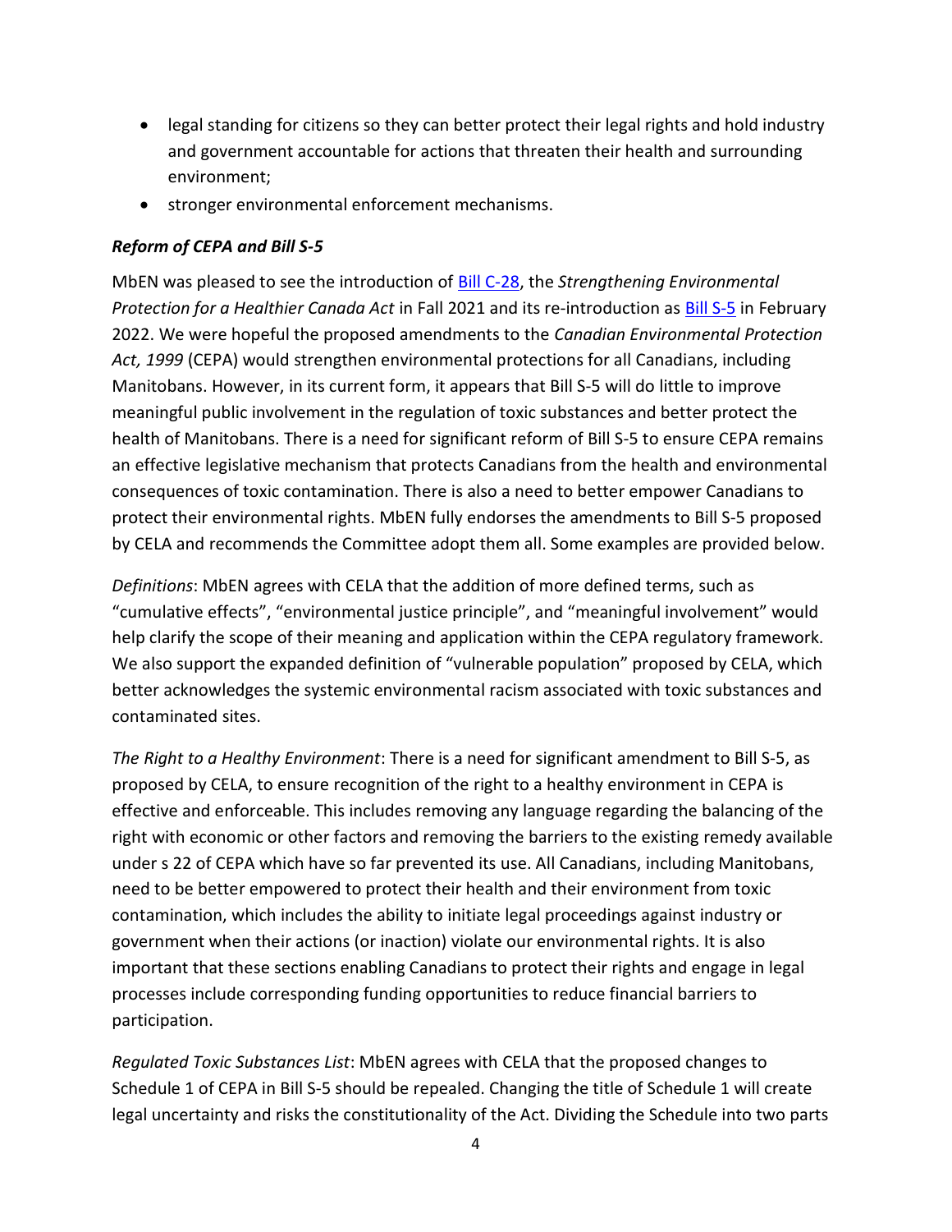- legal standing for citizens so they can better protect their legal rights and hold industry and government accountable for actions that threaten their health and surrounding environment;
- stronger environmental enforcement mechanisms.

### *Reform of CEPA and Bill S-5*

MbEN was pleased to see the introduction of [Bill C-28](), the *Strengthening Environmental Protection for a Healthier Canada Act* in Fall 2021 and its re-introduction as [Bill S-5]() in February 2022. We were hopeful the proposed amendments to the *Canadian Environmental Protection Act, 1999* (CEPA) would strengthen environmental protections for all Canadians, including Manitobans. However, in its current form, it appears that Bill S-5 will do little to improve meaningful public involvement in the regulation of toxic substances and better protect the health of Manitobans. There is a need for significant reform of Bill S-5 to ensure CEPA remains an effective legislative mechanism that protects Canadians from the health and environmental consequences of toxic contamination. There is also a need to better empower Canadians to protect their environmental rights. MbEN fully endorses the amendments to Bill S-5 proposed by CELA and recommends the Committee adopt them all. Some examples are provided below.

*Definitions*: MbEN agrees with CELA that the addition of more defined terms, such as "cumulative effects", "environmental justice principle", and "meaningful involvement" would help clarify the scope of their meaning and application within the CEPA regulatory framework. We also support the expanded definition of "vulnerable population" proposed by CELA, which better acknowledges the systemic environmental racism associated with toxic substances and contaminated sites.

*The Right to a Healthy Environment*: There is a need for significant amendment to Bill S-5, as proposed by CELA, to ensure recognition of the right to a healthy environment in CEPA is effective and enforceable. This includes removing any language regarding the balancing of the right with economic or other factors and removing the barriers to the existing remedy available under s 22 of CEPA which have so far prevented its use. All Canadians, including Manitobans, need to be better empowered to protect their health and their environment from toxic contamination, which includes the ability to initiate legal proceedings against industry or government when their actions (or inaction) violate our environmental rights. It is also important that these sections enabling Canadians to protect their rights and engage in legal processes include corresponding funding opportunities to reduce financial barriers to participation.

*Regulated Toxic Substances List*: MbEN agrees with CELA that the proposed changes to Schedule 1 of CEPA in Bill S-5 should be repealed. Changing the title of Schedule 1 will create legal uncertainty and risks the constitutionality of the Act. Dividing the Schedule into two parts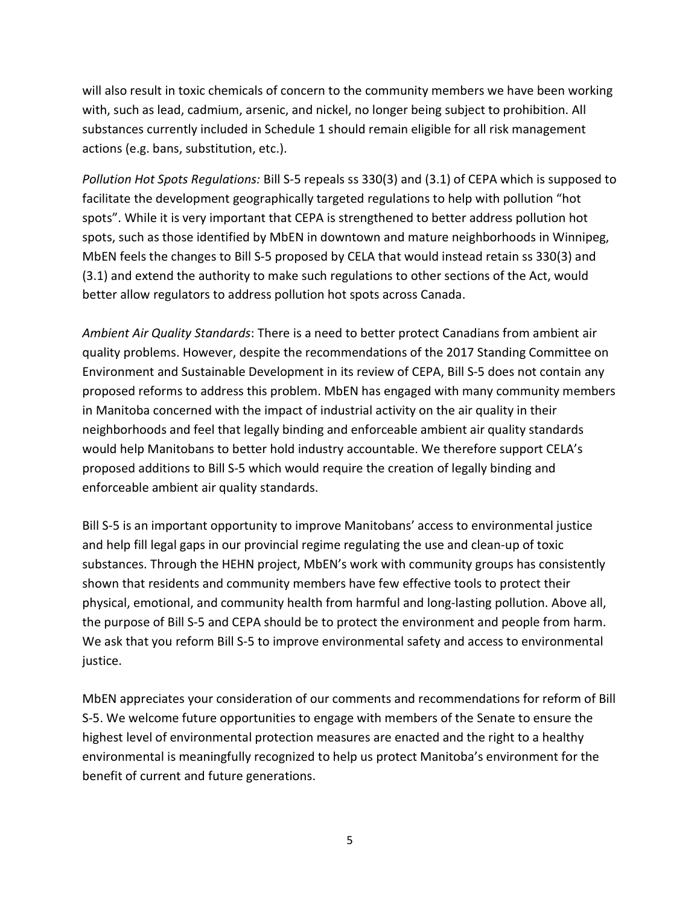will also result in toxic chemicals of concern to the community members we have been working with, such as lead, cadmium, arsenic, and nickel, no longer being subject to prohibition. All substances currently included in Schedule 1 should remain eligible for all risk management actions (e.g. bans, substitution, etc.).

*Pollution Hot Spots Regulations:* Bill S-5 repeals ss 330(3) and (3.1) of CEPA which is supposed to facilitate the development geographically targeted regulations to help with pollution "hot spots". While it is very important that CEPA is strengthened to better address pollution hot spots, such as those identified by MbEN in downtown and mature neighborhoods in Winnipeg, MbEN feels the changes to Bill S-5 proposed by CELA that would instead retain ss 330(3) and (3.1) and extend the authority to make such regulations to other sections of the Act, would better allow regulators to address pollution hot spots across Canada.

*Ambient Air Quality Standards*: There is a need to better protect Canadians from ambient air quality problems. However, despite the recommendations of the 2017 Standing Committee on Environment and Sustainable Development in its review of CEPA, Bill S-5 does not contain any proposed reforms to address this problem. MbEN has engaged with many community members in Manitoba concerned with the impact of industrial activity on the air quality in their neighborhoods and feel that legally binding and enforceable ambient air quality standards would help Manitobans to better hold industry accountable. We therefore support CELA's proposed additions to Bill S-5 which would require the creation of legally binding and enforceable ambient air quality standards.

Bill S-5 is an important opportunity to improve Manitobans' access to environmental justice and help fill legal gaps in our provincial regime regulating the use and clean-up of toxic substances. Through the HEHN project, MbEN's work with community groups has consistently shown that residents and community members have few effective tools to protect their physical, emotional, and community health from harmful and long-lasting pollution. Above all, the purpose of Bill S-5 and CEPA should be to protect the environment and people from harm. We ask that you reform Bill S-5 to improve environmental safety and access to environmental justice.

MbEN appreciates your consideration of our comments and recommendations for reform of Bill S-5. We welcome future opportunities to engage with members of the Senate to ensure the highest level of environmental protection measures are enacted and the right to a healthy environmental is meaningfully recognized to help us protect Manitoba's environment for the benefit of current and future generations.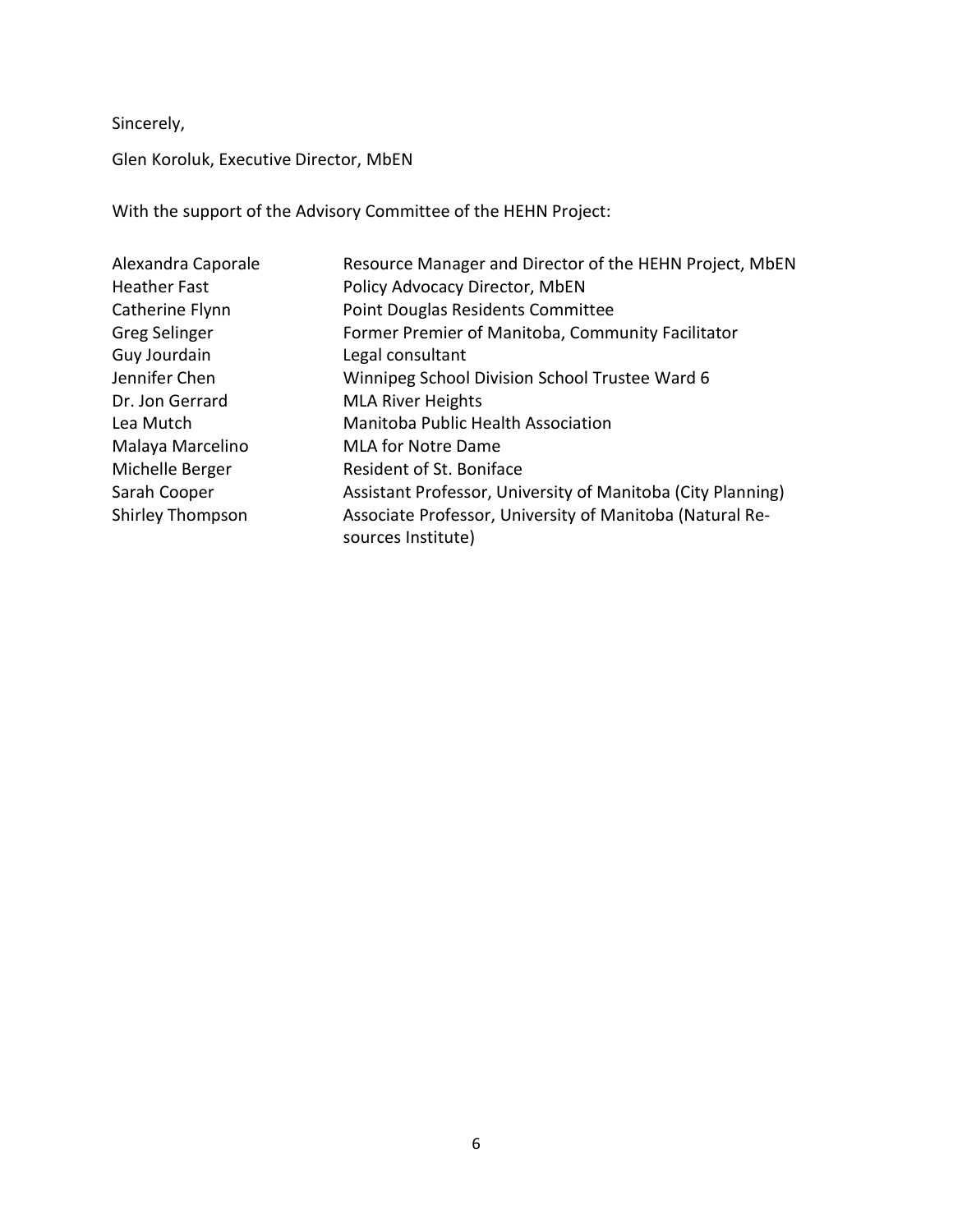Sincerely,

Glen Koroluk, Executive Director, MbEN

With the support of the Advisory Committee of the HEHN Project:

| | |
|---|---|
| Alexandra Caporale | Resource Manager and Director of the HEHN Project, MbEN |
| Heather Fast | Policy Advocacy Director, MbEN |
| Catherine Flynn | Point Douglas Residents Committee |
| Greg Selinger | Former Premier of Manitoba, Community Facilitator |
| Guy Jourdain | Legal consultant |
| Jennifer Chen | Winnipeg School Division School Trustee Ward 6 |
| Dr. Jon Gerrard | MLA River Heights |
| Lea Mutch | Manitoba Public Health Association |
| Malaya Marcelino | MLA for Notre Dame |
| Michelle Berger | Resident of St. Boniface |
| Sarah Cooper | Assistant Professor, University of Manitoba (City Planning) |
| Shirley Thompson | Associate Professor, University of Manitoba (Natural Resources Institute) |